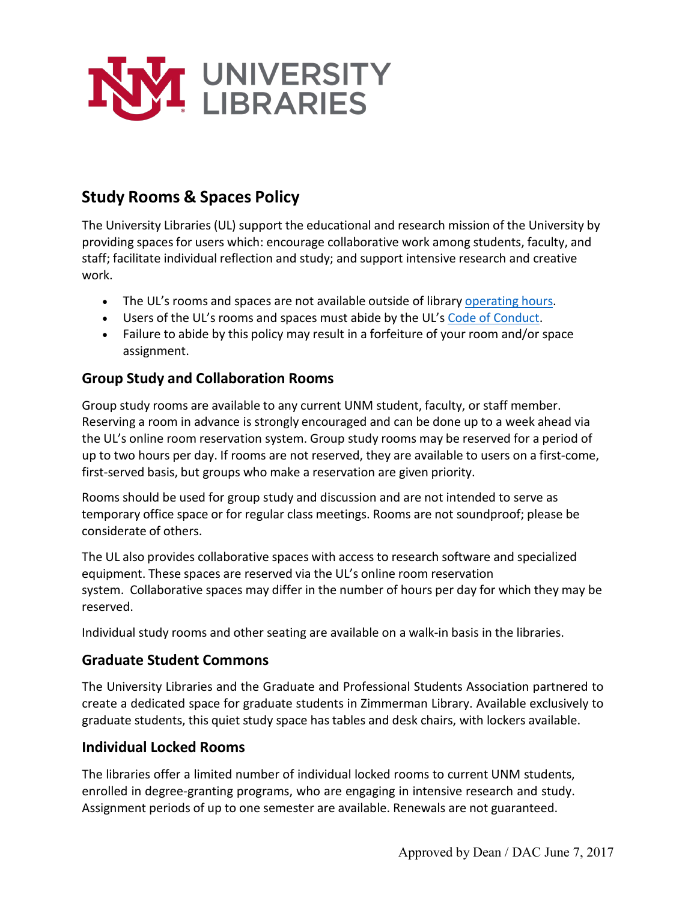UNIVERSITY LIBRARIES

# Study Rooms & Spaces Policy

The University Libraries (UL) support the educational and research mission of the University by providing spaces for users which: encourage collaborative work among students, faculty, and staff; facilitate individual reflection and study; and support intensive research and creative work.

- The UL's rooms and spaces are not available outside of library operating hours.
- Users of the UL's rooms and spaces must abide by the UL's Code of Conduct.
- Failure to abide by this policy may result in a forfeiture of your room and/or space assignment.

## Group Study and Collaboration Rooms

Group study rooms are available to any current UNM student, faculty, or staff member. Reserving a room in advance is strongly encouraged and can be done up to a week ahead via the UL's online room reservation system. Group study rooms may be reserved for a period of up to two hours per day. If rooms are not reserved, they are available to users on a first-come, first-served basis, but groups who make a reservation are given priority.

Rooms should be used for group study and discussion and are not intended to serve as temporary office space or for regular class meetings. Rooms are not soundproof; please be considerate of others.

The UL also provides collaborative spaces with access to research software and specialized equipment. These spaces are reserved via the UL's online room reservation system. Collaborative spaces may differ in the number of hours per day for which they may be reserved.

Individual study rooms and other seating are available on a walk-in basis in the libraries.

## Graduate Student Commons

The University Libraries and the Graduate and Professional Students Association partnered to create a dedicated space for graduate students in Zimmerman Library. Available exclusively to graduate students, this quiet study space has tables and desk chairs, with lockers available.

## Individual Locked Rooms

The libraries offer a limited number of individual locked rooms to current UNM students, enrolled in degree-granting programs, who are engaging in intensive research and study. Assignment periods of up to one semester are available. Renewals are not guaranteed.

Approved by Dean / DAC June 7, 2017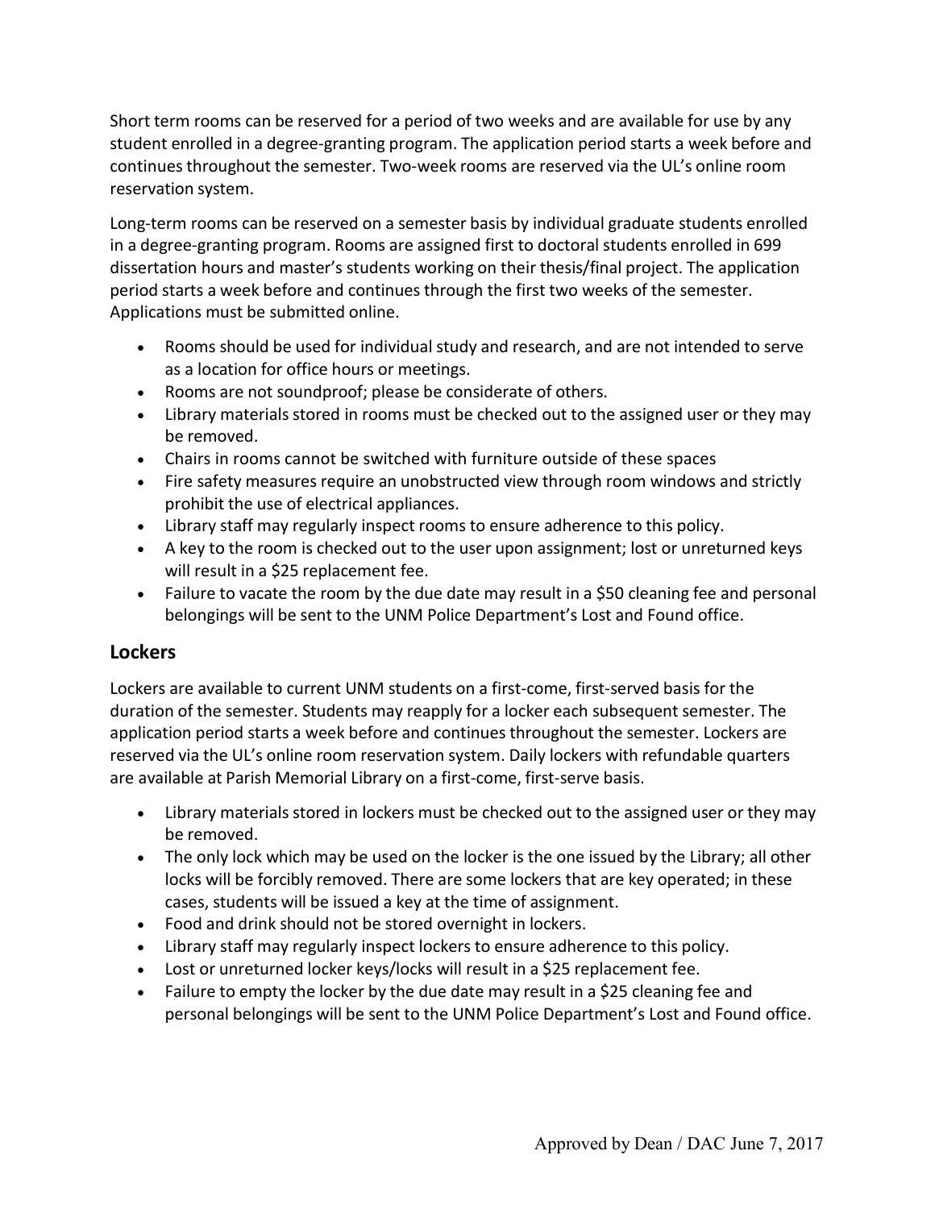Short term rooms can be reserved for a period of two weeks and are available for use by any student enrolled in a degree-granting program. The application period starts a week before and continues throughout the semester. Two-week rooms are reserved via the UL's online room reservation system.

Long-term rooms can be reserved on a semester basis by individual graduate students enrolled in a degree-granting program. Rooms are assigned first to doctoral students enrolled in 699 dissertation hours and master's students working on their thesis/final project. The application period starts a week before and continues through the first two weeks of the semester. Applications must be submitted online.

- Rooms should be used for individual study and research, and are not intended to serve as a location for office hours or meetings.
- Rooms are not soundproof; please be considerate of others.
- Library materials stored in rooms must be checked out to the assigned user or they may be removed.
- Chairs in rooms cannot be switched with furniture outside of these spaces
- Fire safety measures require an unobstructed view through room windows and strictly prohibit the use of electrical appliances.
- Library staff may regularly inspect rooms to ensure adherence to this policy.
- A key to the room is checked out to the user upon assignment; lost or unreturned keys will result in a $25 replacement fee.
- Failure to vacate the room by the due date may result in a $50 cleaning fee and personal belongings will be sent to the UNM Police Department's Lost and Found office.

## Lockers

Lockers are available to current UNM students on a first-come, first-served basis for the duration of the semester. Students may reapply for a locker each subsequent semester. The application period starts a week before and continues throughout the semester. Lockers are reserved via the UL's online room reservation system. Daily lockers with refundable quarters are available at Parish Memorial Library on a first-come, first-serve basis.

- Library materials stored in lockers must be checked out to the assigned user or they may be removed.
- The only lock which may be used on the locker is the one issued by the Library; all other locks will be forcibly removed. There are some lockers that are key operated; in these cases, students will be issued a key at the time of assignment.
- Food and drink should not be stored overnight in lockers.
- Library staff may regularly inspect lockers to ensure adherence to this policy.
- Lost or unreturned locker keys/locks will result in a $25 replacement fee.
- Failure to empty the locker by the due date may result in a $25 cleaning fee and personal belongings will be sent to the UNM Police Department's Lost and Found office.

Approved by Dean / DAC June 7, 2017